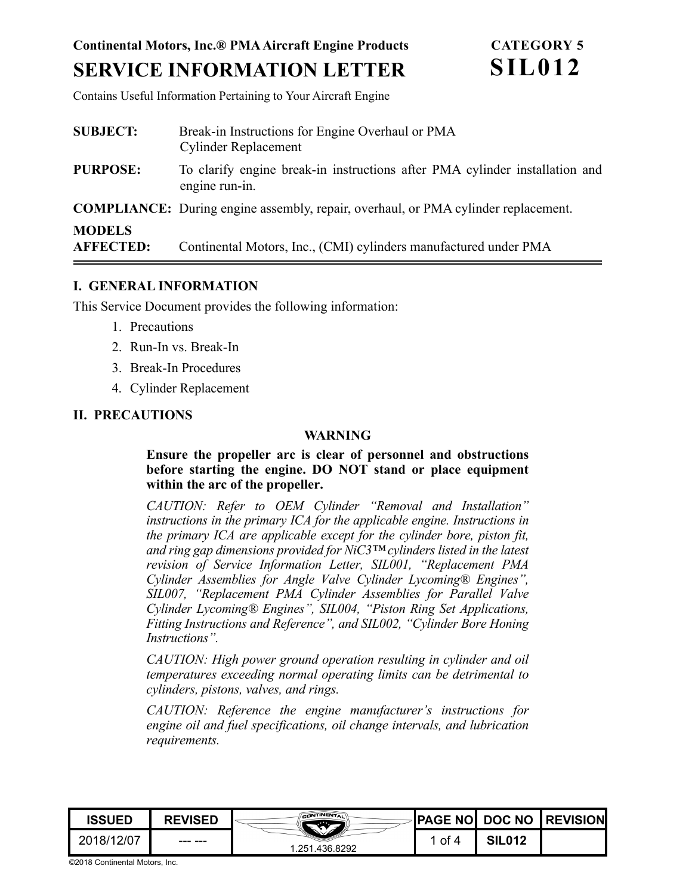**Continental Motors, Inc.® PMA Aircraft Engine Products**

**CATEGORY 5**

# SERVICE INFORMATION LETTER

# SIL012

Contains Useful Information Pertaining to Your Aircraft Engine

**SUBJECT:** Break-in Instructions for Engine Overhaul or PMA Cylinder Replacement

**PURPOSE:** To clarify engine break-in instructions after PMA cylinder installation and engine run-in.

**COMPLIANCE:** During engine assembly, repair, overhaul, or PMA cylinder replacement.

**MODELS AFFECTED:** Continental Motors, Inc., (CMI) cylinders manufactured under PMA

## I. GENERAL INFORMATION

This Service Document provides the following information:

1. Precautions
2. Run-In vs. Break-In
3. Break-In Procedures
4. Cylinder Replacement

## II. PRECAUTIONS

**WARNING**

**Ensure the propeller arc is clear of personnel and obstructions before starting the engine. DO NOT stand or place equipment within the arc of the propeller.**

*CAUTION: Refer to OEM Cylinder "Removal and Installation" instructions in the primary ICA for the applicable engine. Instructions in the primary ICA are applicable except for the cylinder bore, piston fit, and ring gap dimensions provided for NiC3™ cylinders listed in the latest revision of Service Information Letter, SIL001, "Replacement PMA Cylinder Assemblies for Angle Valve Cylinder Lycoming® Engines", SIL007, "Replacement PMA Cylinder Assemblies for Parallel Valve Cylinder Lycoming® Engines", SIL004, "Piston Ring Set Applications, Fitting Instructions and Reference", and SIL002, "Cylinder Bore Honing Instructions".*

*CAUTION: High power ground operation resulting in cylinder and oil temperatures exceeding normal operating limits can be detrimental to cylinders, pistons, valves, and rings.*

*CAUTION: Reference the engine manufacturer's instructions for engine oil and fuel specifications, oil change intervals, and lubrication requirements.*

| ISSUED | REVISED | | PAGE NO | DOC NO | REVISION |
|---|---|---|---|---|---|
| 2018/12/07 | --- --- | 1.251.436.8292 | 1 of 4 | SIL012 | |

©2018 Continental Motors, Inc.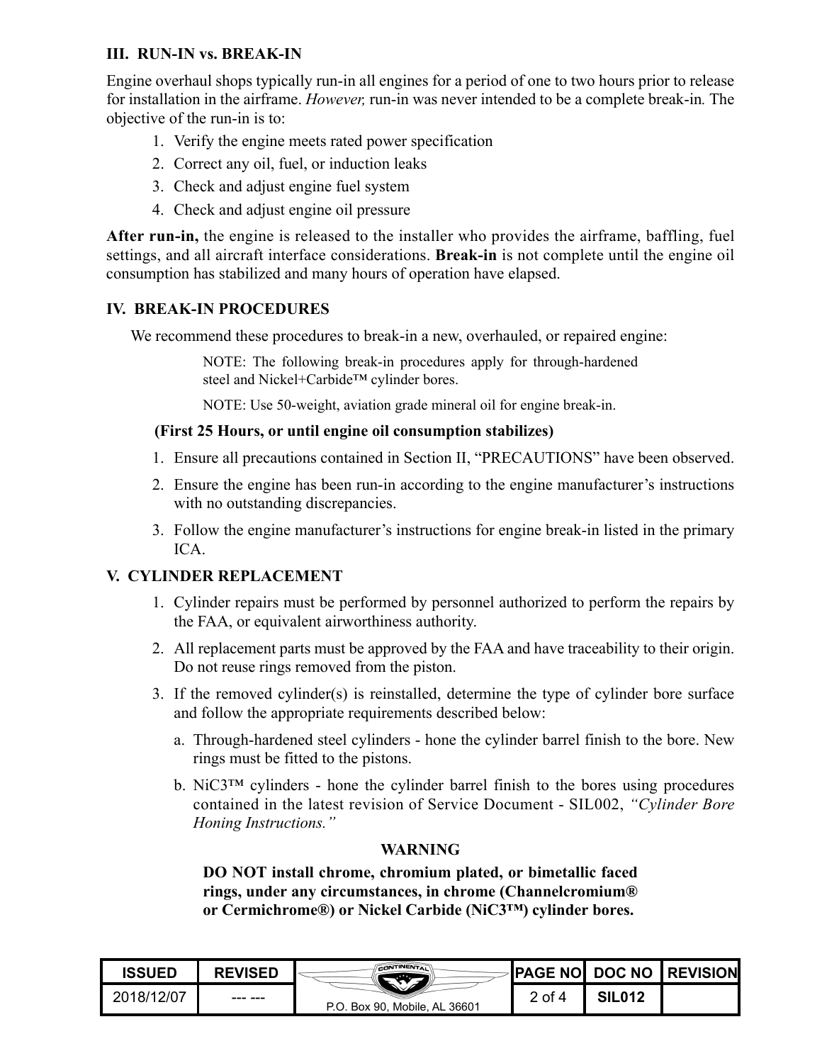## III. RUN-IN vs. BREAK-IN

Engine overhaul shops typically run-in all engines for a period of one to two hours prior to release for installation in the airframe. *However,* run-in was never intended to be a complete break-in. The objective of the run-in is to:

1. Verify the engine meets rated power specification
2. Correct any oil, fuel, or induction leaks
3. Check and adjust engine fuel system
4. Check and adjust engine oil pressure

**After run-in,** the engine is released to the installer who provides the airframe, baffling, fuel settings, and all aircraft interface considerations. **Break-in** is not complete until the engine oil consumption has stabilized and many hours of operation have elapsed.

## IV. BREAK-IN PROCEDURES

We recommend these procedures to break-in a new, overhauled, or repaired engine:

> NOTE: The following break-in procedures apply for through-hardened steel and Nickel+Carbide™ cylinder bores.
>
> NOTE: Use 50-weight, aviation grade mineral oil for engine break-in.

**(First 25 Hours, or until engine oil consumption stabilizes)**

1. Ensure all precautions contained in Section II, "PRECAUTIONS" have been observed.
2. Ensure the engine has been run-in according to the engine manufacturer's instructions with no outstanding discrepancies.
3. Follow the engine manufacturer's instructions for engine break-in listed in the primary ICA.

## V. CYLINDER REPLACEMENT

1. Cylinder repairs must be performed by personnel authorized to perform the repairs by the FAA, or equivalent airworthiness authority.
2. All replacement parts must be approved by the FAA and have traceability to their origin. Do not reuse rings removed from the piston.
3. If the removed cylinder(s) is reinstalled, determine the type of cylinder bore surface and follow the appropriate requirements described below:
   a. Through-hardened steel cylinders - hone the cylinder barrel finish to the bore. New rings must be fitted to the pistons.
   b. NiC3™ cylinders - hone the cylinder barrel finish to the bores using procedures contained in the latest revision of Service Document - SIL002, *"Cylinder Bore Honing Instructions."*

**WARNING**

**DO NOT install chrome, chromium plated, or bimetallic faced rings, under any circumstances, in chrome (Channelcromium® or Cermichrome®) or Nickel Carbide (NiC3™) cylinder bores.**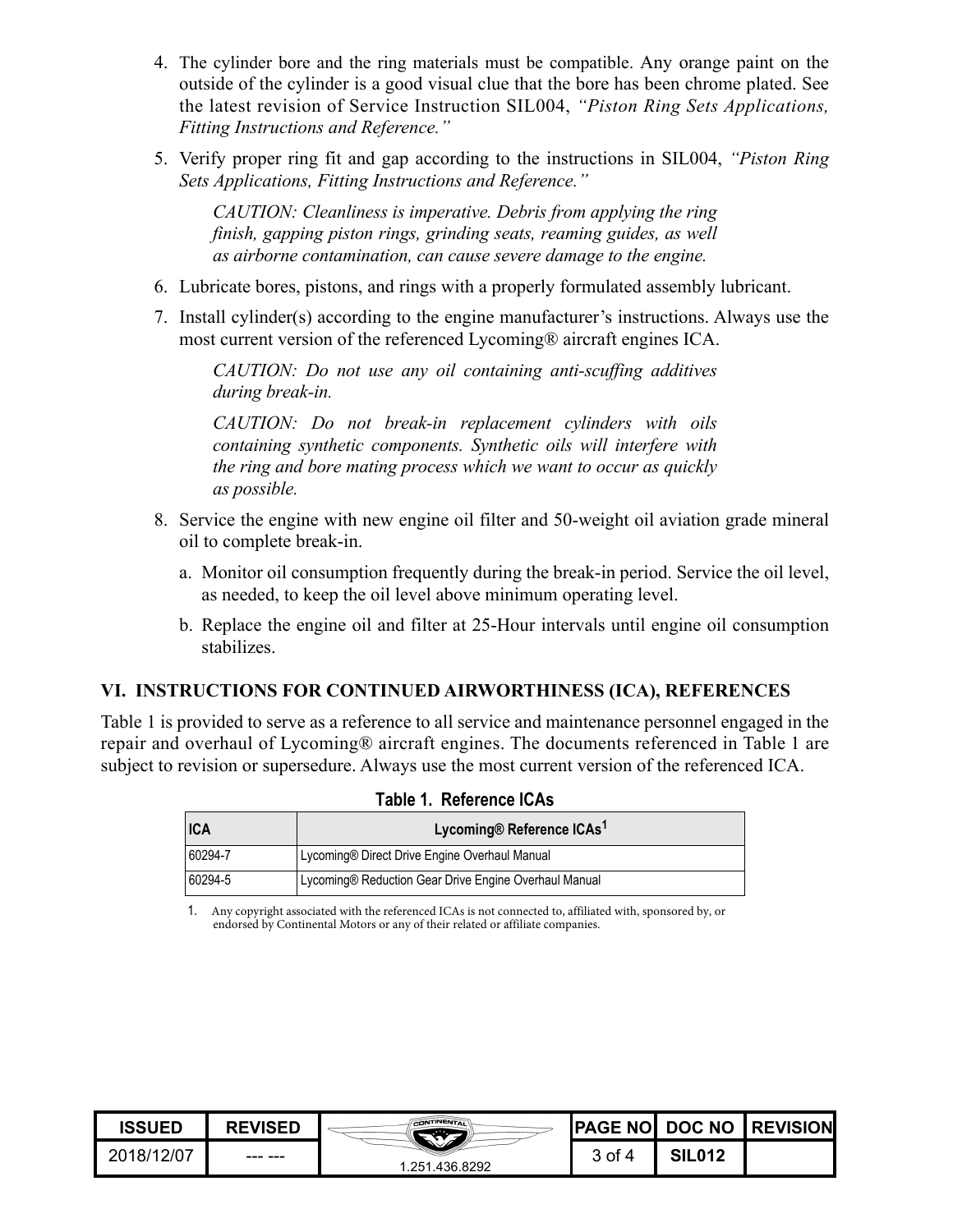4. The cylinder bore and the ring materials must be compatible. Any orange paint on the outside of the cylinder is a good visual clue that the bore has been chrome plated. See the latest revision of Service Instruction SIL004, *"Piston Ring Sets Applications, Fitting Instructions and Reference."*

5. Verify proper ring fit and gap according to the instructions in SIL004, *"Piston Ring Sets Applications, Fitting Instructions and Reference."*

   *CAUTION: Cleanliness is imperative. Debris from applying the ring finish, gapping piston rings, grinding seats, reaming guides, as well as airborne contamination, can cause severe damage to the engine.*

6. Lubricate bores, pistons, and rings with a properly formulated assembly lubricant.

7. Install cylinder(s) according to the engine manufacturer's instructions. Always use the most current version of the referenced Lycoming® aircraft engines ICA.

   *CAUTION: Do not use any oil containing anti-scuffing additives during break-in.*

   *CAUTION: Do not break-in replacement cylinders with oils containing synthetic components. Synthetic oils will interfere with the ring and bore mating process which we want to occur as quickly as possible.*

8. Service the engine with new engine oil filter and 50-weight oil aviation grade mineral oil to complete break-in.

   a. Monitor oil consumption frequently during the break-in period. Service the oil level, as needed, to keep the oil level above minimum operating level.

   b. Replace the engine oil and filter at 25-Hour intervals until engine oil consumption stabilizes.

## VI. INSTRUCTIONS FOR CONTINUED AIRWORTHINESS (ICA), REFERENCES

Table 1 is provided to serve as a reference to all service and maintenance personnel engaged in the repair and overhaul of Lycoming® aircraft engines. The documents referenced in Table 1 are subject to revision or supersedure. Always use the most current version of the referenced ICA.

**Table 1. Reference ICAs**

| ICA | Lycoming® Reference ICAs[1] |
|---|---|
| 60294-7 | Lycoming® Direct Drive Engine Overhaul Manual |
| 60294-5 | Lycoming® Reduction Gear Drive Engine Overhaul Manual |

1. Any copyright associated with the referenced ICAs is not connected to, affiliated with, sponsored by, or endorsed by Continental Motors or any of their related or affiliate companies.